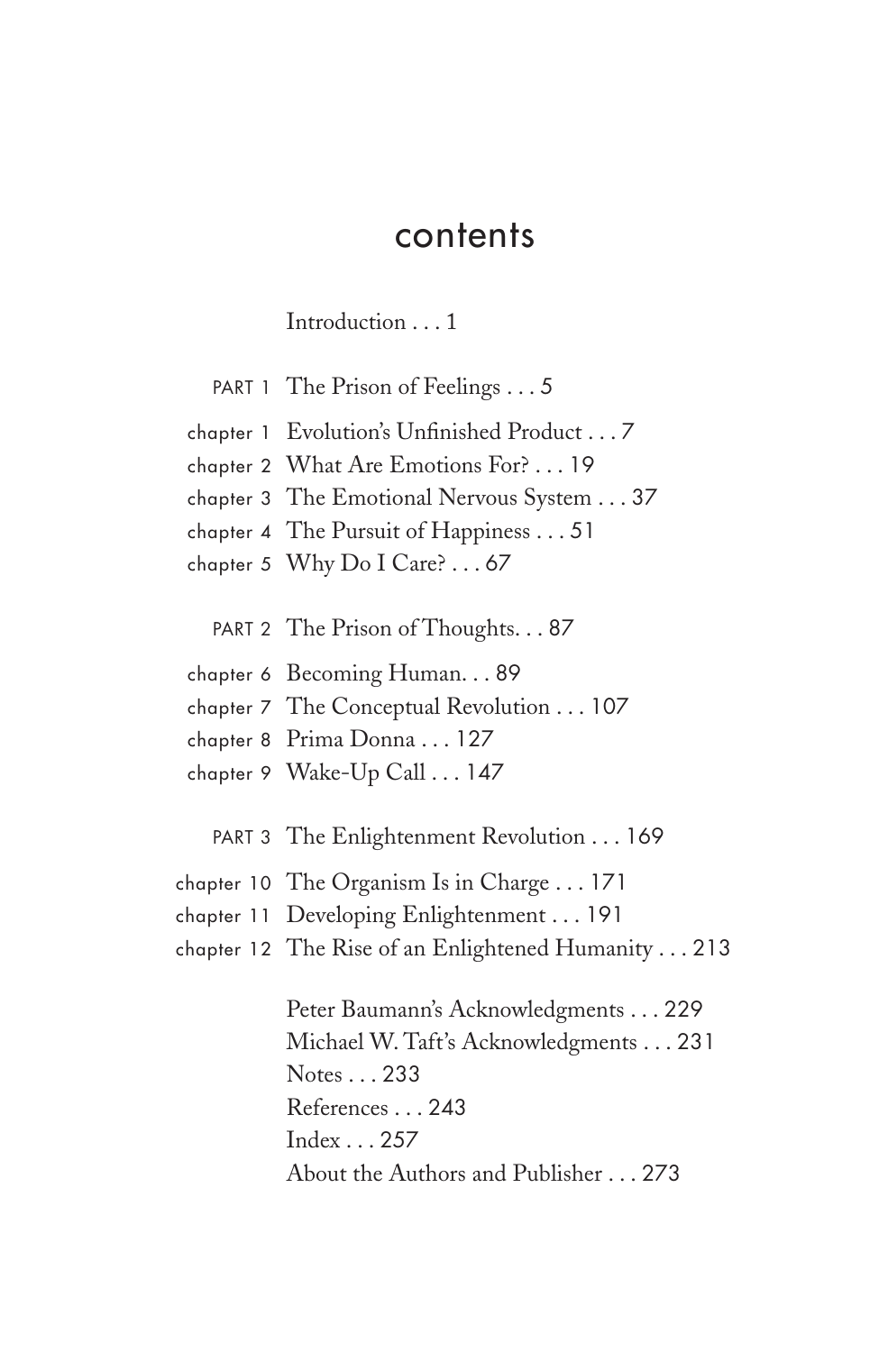# contents

Introduction . . . 1

PART 1 The Prison of Feelings . . . 5

chapter 1 Evolution's Unfinished Product . . . 7
chapter 2 What Are Emotions For? . . . 19
chapter 3 The Emotional Nervous System . . . 37
chapter 4 The Pursuit of Happiness . . . 51
chapter 5 Why Do I Care? . . . 67

PART 2 The Prison of Thoughts. . . 87

chapter 6 Becoming Human. . . 89
chapter 7 The Conceptual Revolution . . . 107
chapter 8 Prima Donna . . . 127
chapter 9 Wake-Up Call . . . 147

PART 3 The Enlightenment Revolution . . . 169

chapter 10 The Organism Is in Charge . . . 171
chapter 11 Developing Enlightenment . . . 191
chapter 12 The Rise of an Enlightened Humanity . . . 213

Peter Baumann's Acknowledgments . . . 229
Michael W. Taft's Acknowledgments . . . 231
Notes . . . 233
References . . . 243
Index . . . 257
About the Authors and Publisher . . . 273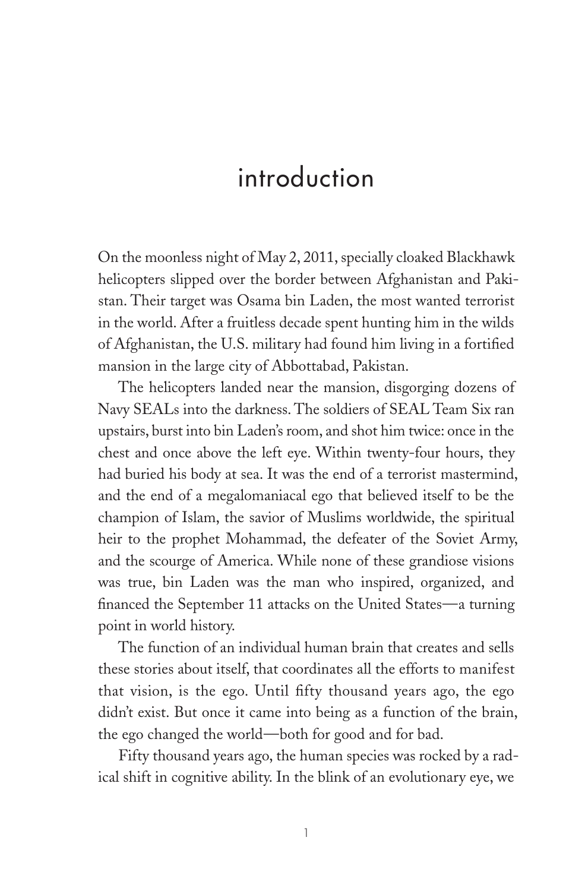# introduction

On the moonless night of May 2, 2011, specially cloaked Blackhawk helicopters slipped over the border between Afghanistan and Pakistan. Their target was Osama bin Laden, the most wanted terrorist in the world. After a fruitless decade spent hunting him in the wilds of Afghanistan, the U.S. military had found him living in a fortified mansion in the large city of Abbottabad, Pakistan.

The helicopters landed near the mansion, disgorging dozens of Navy SEALs into the darkness. The soldiers of SEAL Team Six ran upstairs, burst into bin Laden's room, and shot him twice: once in the chest and once above the left eye. Within twenty-four hours, they had buried his body at sea. It was the end of a terrorist mastermind, and the end of a megalomaniacal ego that believed itself to be the champion of Islam, the savior of Muslims worldwide, the spiritual heir to the prophet Mohammad, the defeater of the Soviet Army, and the scourge of America. While none of these grandiose visions was true, bin Laden was the man who inspired, organized, and financed the September 11 attacks on the United States—a turning point in world history.

The function of an individual human brain that creates and sells these stories about itself, that coordinates all the efforts to manifest that vision, is the ego. Until fifty thousand years ago, the ego didn't exist. But once it came into being as a function of the brain, the ego changed the world—both for good and for bad.

Fifty thousand years ago, the human species was rocked by a radical shift in cognitive ability. In the blink of an evolutionary eye, we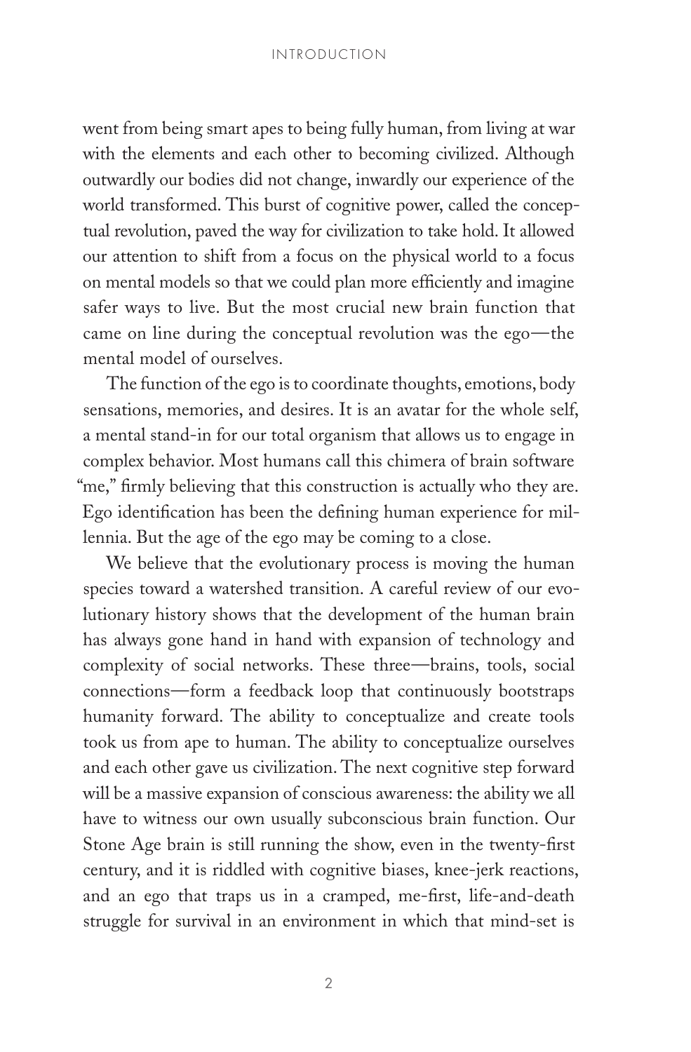went from being smart apes to being fully human, from living at war with the elements and each other to becoming civilized. Although outwardly our bodies did not change, inwardly our experience of the world transformed. This burst of cognitive power, called the conceptual revolution, paved the way for civilization to take hold. It allowed our attention to shift from a focus on the physical world to a focus on mental models so that we could plan more efficiently and imagine safer ways to live. But the most crucial new brain function that came on line during the conceptual revolution was the ego—the mental model of ourselves.

The function of the ego is to coordinate thoughts, emotions, body sensations, memories, and desires. It is an avatar for the whole self, a mental stand-in for our total organism that allows us to engage in complex behavior. Most humans call this chimera of brain software "me," firmly believing that this construction is actually who they are. Ego identification has been the defining human experience for millennia. But the age of the ego may be coming to a close.

We believe that the evolutionary process is moving the human species toward a watershed transition. A careful review of our evolutionary history shows that the development of the human brain has always gone hand in hand with expansion of technology and complexity of social networks. These three—brains, tools, social connections—form a feedback loop that continuously bootstraps humanity forward. The ability to conceptualize and create tools took us from ape to human. The ability to conceptualize ourselves and each other gave us civilization. The next cognitive step forward will be a massive expansion of conscious awareness: the ability we all have to witness our own usually subconscious brain function. Our Stone Age brain is still running the show, even in the twenty-first century, and it is riddled with cognitive biases, knee-jerk reactions, and an ego that traps us in a cramped, me-first, life-and-death struggle for survival in an environment in which that mind-set is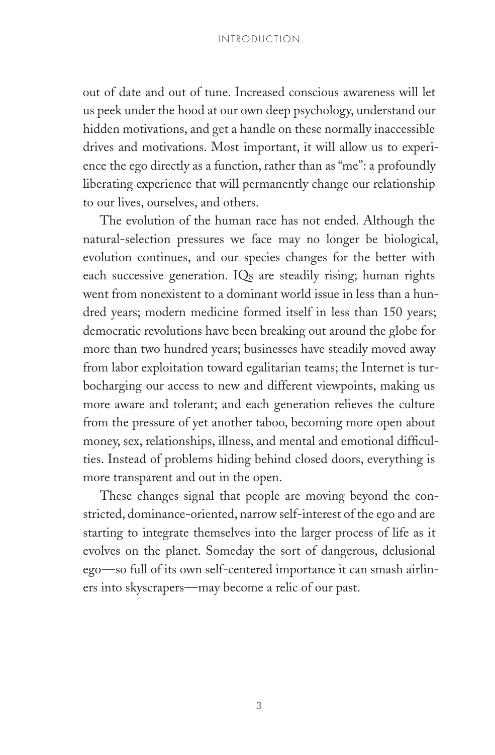out of date and out of tune. Increased conscious awareness will let us peek under the hood at our own deep psychology, understand our hidden motivations, and get a handle on these normally inaccessible drives and motivations. Most important, it will allow us to experience the ego directly as a function, rather than as "me": a profoundly liberating experience that will permanently change our relationship to our lives, ourselves, and others.

The evolution of the human race has not ended. Although the natural-selection pressures we face may no longer be biological, evolution continues, and our species changes for the better with each successive generation. IQs are steadily rising; human rights went from nonexistent to a dominant world issue in less than a hundred years; modern medicine formed itself in less than 150 years; democratic revolutions have been breaking out around the globe for more than two hundred years; businesses have steadily moved away from labor exploitation toward egalitarian teams; the Internet is turbocharging our access to new and different viewpoints, making us more aware and tolerant; and each generation relieves the culture from the pressure of yet another taboo, becoming more open about money, sex, relationships, illness, and mental and emotional difficulties. Instead of problems hiding behind closed doors, everything is more transparent and out in the open.

These changes signal that people are moving beyond the constricted, dominance-oriented, narrow self-interest of the ego and are starting to integrate themselves into the larger process of life as it evolves on the planet. Someday the sort of dangerous, delusional ego—so full of its own self-centered importance it can smash airliners into skyscrapers—may become a relic of our past.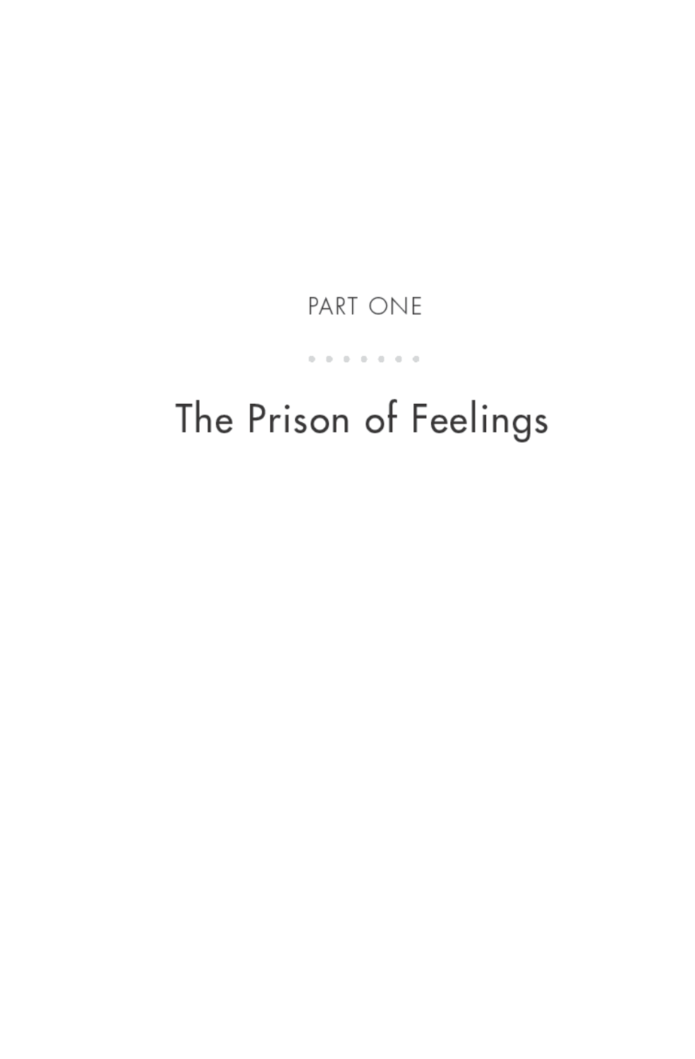# PART ONE

## The Prison of Feelings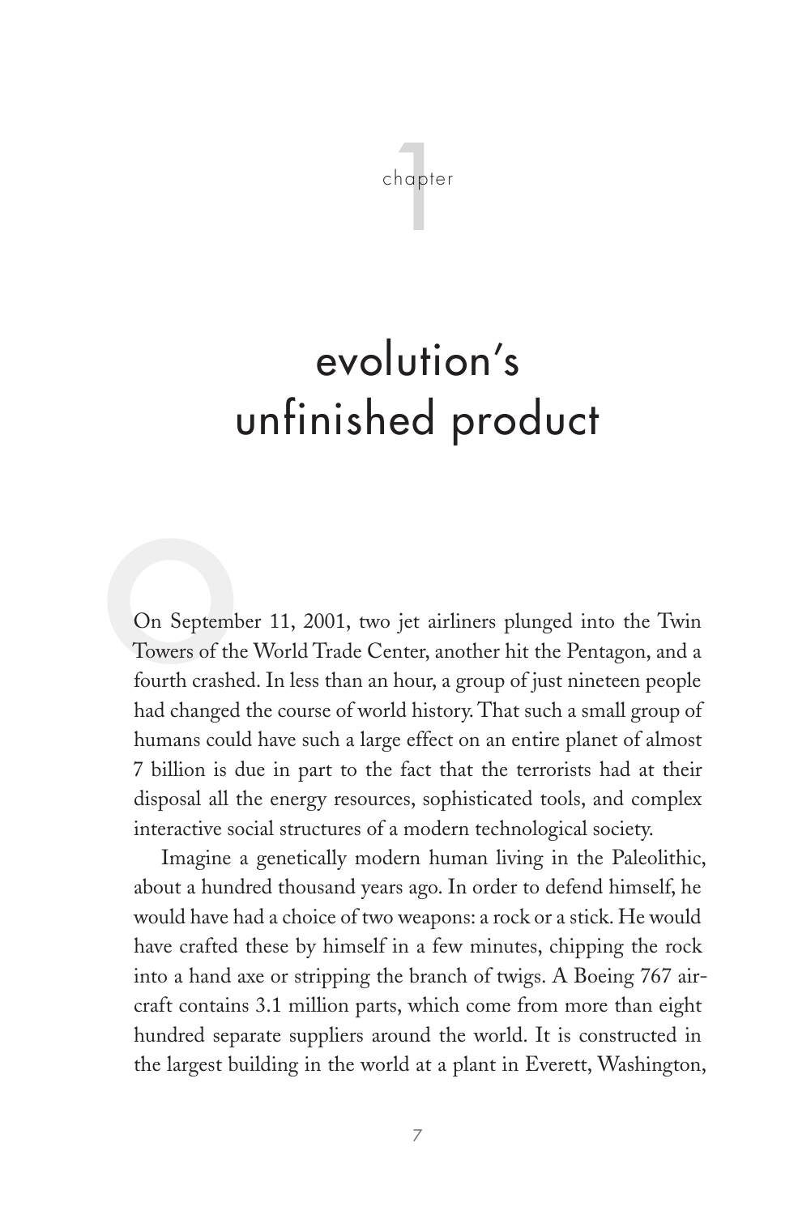# chapter 1

# evolution's unfinished product

On September 11, 2001, two jet airliners plunged into the Twin Towers of the World Trade Center, another hit the Pentagon, and a fourth crashed. In less than an hour, a group of just nineteen people had changed the course of world history. That such a small group of humans could have such a large effect on an entire planet of almost 7 billion is due in part to the fact that the terrorists had at their disposal all the energy resources, sophisticated tools, and complex interactive social structures of a modern technological society.

Imagine a genetically modern human living in the Paleolithic, about a hundred thousand years ago. In order to defend himself, he would have had a choice of two weapons: a rock or a stick. He would have crafted these by himself in a few minutes, chipping the rock into a hand axe or stripping the branch of twigs. A Boeing 767 aircraft contains 3.1 million parts, which come from more than eight hundred separate suppliers around the world. It is constructed in the largest building in the world at a plant in Everett, Washington,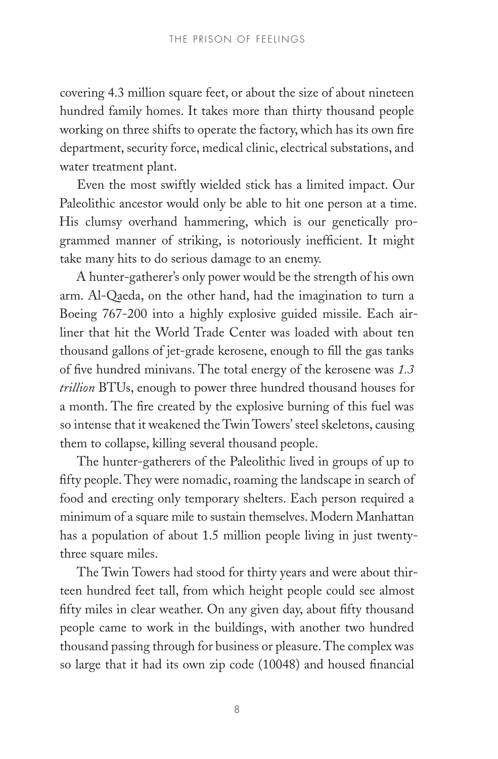covering 4.3 million square feet, or about the size of about nineteen hundred family homes. It takes more than thirty thousand people working on three shifts to operate the factory, which has its own fire department, security force, medical clinic, electrical substations, and water treatment plant.

Even the most swiftly wielded stick has a limited impact. Our Paleolithic ancestor would only be able to hit one person at a time. His clumsy overhand hammering, which is our genetically programmed manner of striking, is notoriously inefficient. It might take many hits to do serious damage to an enemy.

A hunter-gatherer's only power would be the strength of his own arm. Al-Qaeda, on the other hand, had the imagination to turn a Boeing 767-200 into a highly explosive guided missile. Each airliner that hit the World Trade Center was loaded with about ten thousand gallons of jet-grade kerosene, enough to fill the gas tanks of five hundred minivans. The total energy of the kerosene was *1.3 trillion* BTUs, enough to power three hundred thousand houses for a month. The fire created by the explosive burning of this fuel was so intense that it weakened the Twin Towers' steel skeletons, causing them to collapse, killing several thousand people.

The hunter-gatherers of the Paleolithic lived in groups of up to fifty people. They were nomadic, roaming the landscape in search of food and erecting only temporary shelters. Each person required a minimum of a square mile to sustain themselves. Modern Manhattan has a population of about 1.5 million people living in just twenty-three square miles.

The Twin Towers had stood for thirty years and were about thirteen hundred feet tall, from which height people could see almost fifty miles in clear weather. On any given day, about fifty thousand people came to work in the buildings, with another two hundred thousand passing through for business or pleasure. The complex was so large that it had its own zip code (10048) and housed financial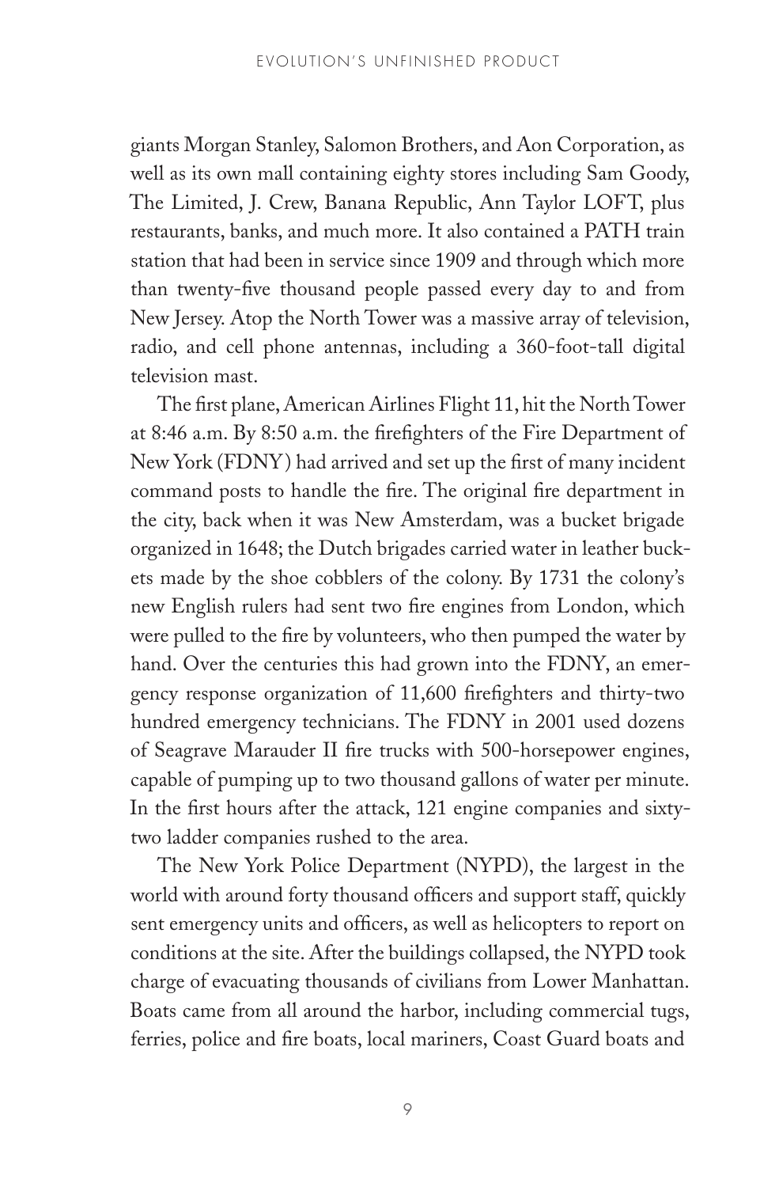giants Morgan Stanley, Salomon Brothers, and Aon Corporation, as well as its own mall containing eighty stores including Sam Goody, The Limited, J. Crew, Banana Republic, Ann Taylor LOFT, plus restaurants, banks, and much more. It also contained a PATH train station that had been in service since 1909 and through which more than twenty-five thousand people passed every day to and from New Jersey. Atop the North Tower was a massive array of television, radio, and cell phone antennas, including a 360-foot-tall digital television mast.

The first plane, American Airlines Flight 11, hit the North Tower at 8:46 a.m. By 8:50 a.m. the firefighters of the Fire Department of New York (FDNY) had arrived and set up the first of many incident command posts to handle the fire. The original fire department in the city, back when it was New Amsterdam, was a bucket brigade organized in 1648; the Dutch brigades carried water in leather buckets made by the shoe cobblers of the colony. By 1731 the colony's new English rulers had sent two fire engines from London, which were pulled to the fire by volunteers, who then pumped the water by hand. Over the centuries this had grown into the FDNY, an emergency response organization of 11,600 firefighters and thirty-two hundred emergency technicians. The FDNY in 2001 used dozens of Seagrave Marauder II fire trucks with 500-horsepower engines, capable of pumping up to two thousand gallons of water per minute. In the first hours after the attack, 121 engine companies and sixty-two ladder companies rushed to the area.

The New York Police Department (NYPD), the largest in the world with around forty thousand officers and support staff, quickly sent emergency units and officers, as well as helicopters to report on conditions at the site. After the buildings collapsed, the NYPD took charge of evacuating thousands of civilians from Lower Manhattan. Boats came from all around the harbor, including commercial tugs, ferries, police and fire boats, local mariners, Coast Guard boats and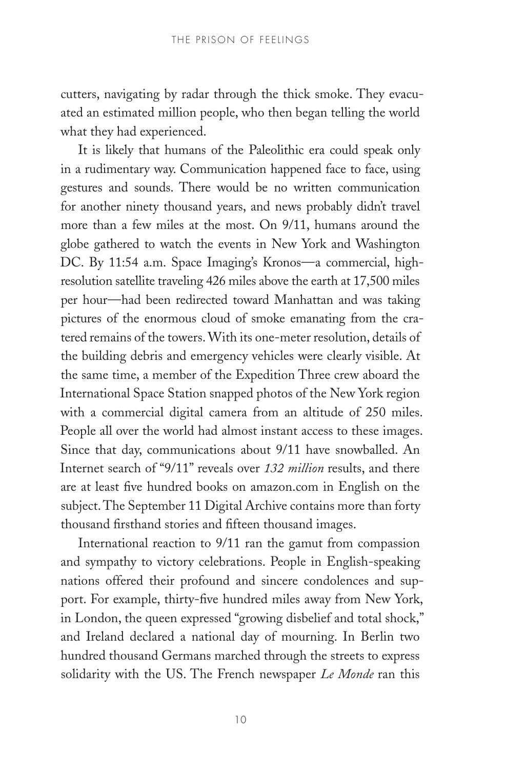cutters, navigating by radar through the thick smoke. They evacuated an estimated million people, who then began telling the world what they had experienced.

It is likely that humans of the Paleolithic era could speak only in a rudimentary way. Communication happened face to face, using gestures and sounds. There would be no written communication for another ninety thousand years, and news probably didn't travel more than a few miles at the most. On 9/11, humans around the globe gathered to watch the events in New York and Washington DC. By 11:54 a.m. Space Imaging's Kronos—a commercial, high-resolution satellite traveling 426 miles above the earth at 17,500 miles per hour—had been redirected toward Manhattan and was taking pictures of the enormous cloud of smoke emanating from the cratered remains of the towers. With its one-meter resolution, details of the building debris and emergency vehicles were clearly visible. At the same time, a member of the Expedition Three crew aboard the International Space Station snapped photos of the New York region with a commercial digital camera from an altitude of 250 miles. People all over the world had almost instant access to these images. Since that day, communications about 9/11 have snowballed. An Internet search of "9/11" reveals over *132 million* results, and there are at least five hundred books on amazon.com in English on the subject. The September 11 Digital Archive contains more than forty thousand firsthand stories and fifteen thousand images.

International reaction to 9/11 ran the gamut from compassion and sympathy to victory celebrations. People in English-speaking nations offered their profound and sincere condolences and support. For example, thirty-five hundred miles away from New York, in London, the queen expressed "growing disbelief and total shock," and Ireland declared a national day of mourning. In Berlin two hundred thousand Germans marched through the streets to express solidarity with the US. The French newspaper *Le Monde* ran this